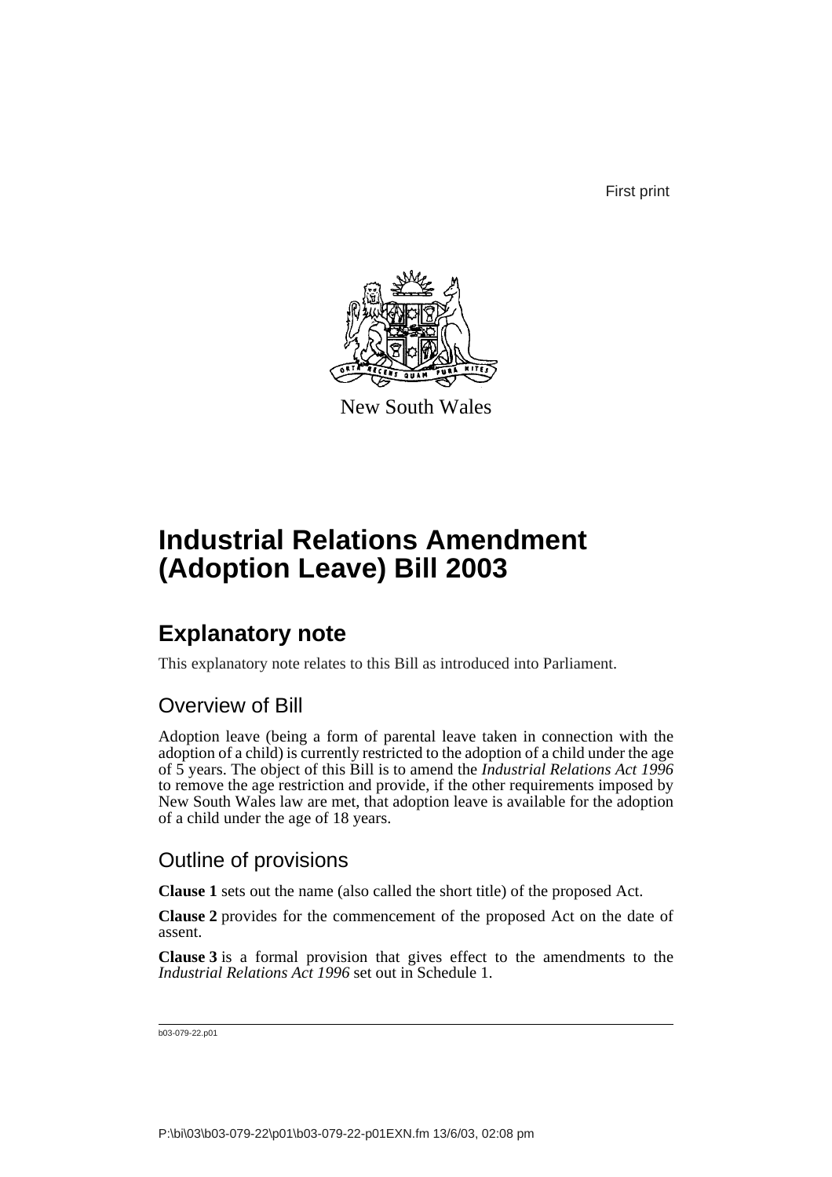First print

New South Wales

# Industrial Relations Amendment (Adoption Leave) Bill 2003

## Explanatory note

This explanatory note relates to this Bill as introduced into Parliament.

### Overview of Bill

Adoption leave (being a form of parental leave taken in connection with the adoption of a child) is currently restricted to the adoption of a child under the age of 5 years. The object of this Bill is to amend the *Industrial Relations Act 1996* to remove the age restriction and provide, if the other requirements imposed by New South Wales law are met, that adoption leave is available for the adoption of a child under the age of 18 years.

### Outline of provisions

**Clause 1** sets out the name (also called the short title) of the proposed Act.

**Clause 2** provides for the commencement of the proposed Act on the date of assent.

**Clause 3** is a formal provision that gives effect to the amendments to the *Industrial Relations Act 1996* set out in Schedule 1.

b03-079-22.p01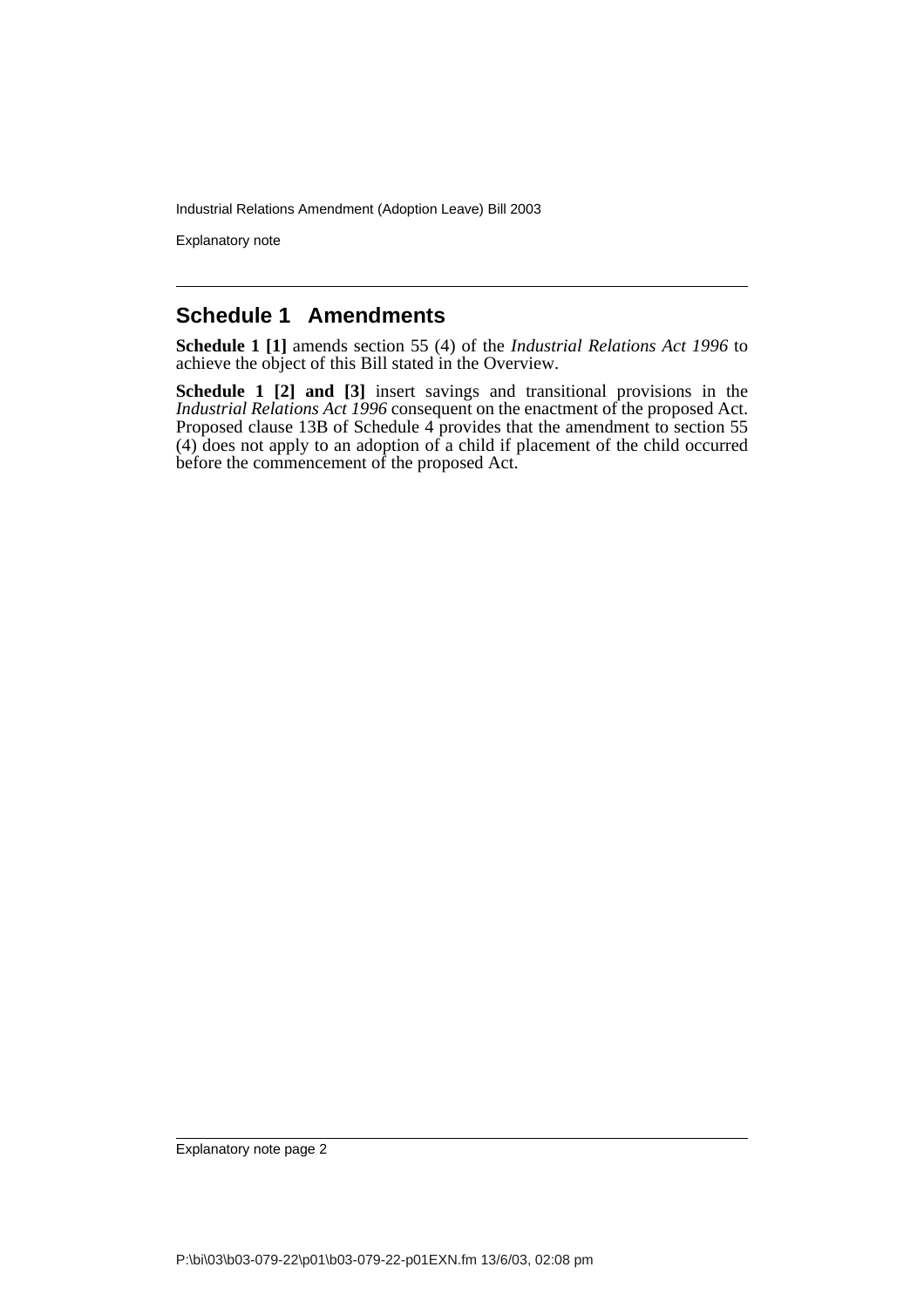## Schedule 1 Amendments

**Schedule 1 [1]** amends section 55 (4) of the *Industrial Relations Act 1996* to achieve the object of this Bill stated in the Overview.

**Schedule 1 [2] and [3]** insert savings and transitional provisions in the *Industrial Relations Act 1996* consequent on the enactment of the proposed Act. Proposed clause 13B of Schedule 4 provides that the amendment to section 55 (4) does not apply to an adoption of a child if placement of the child occurred before the commencement of the proposed Act.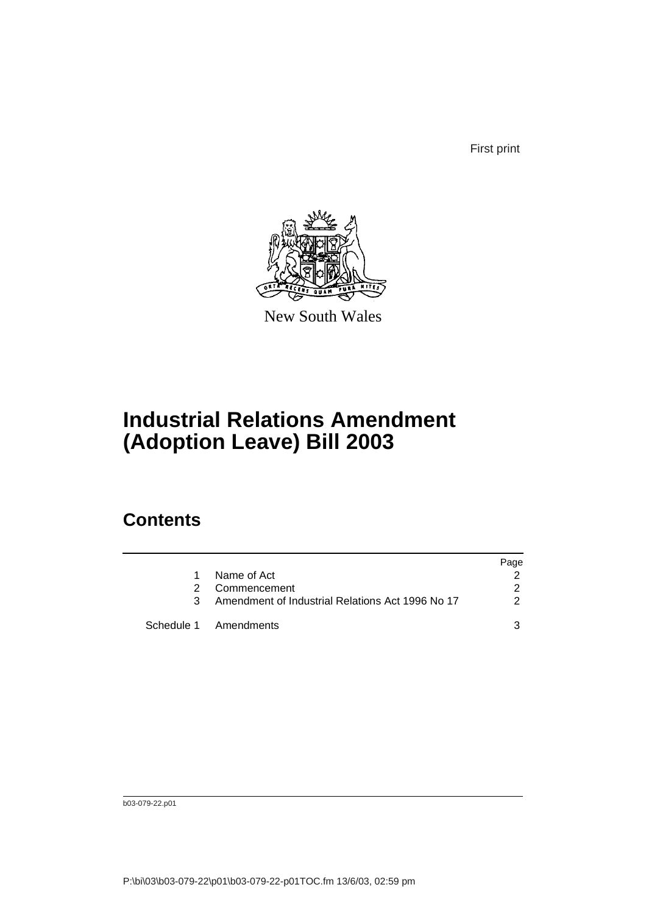First print

New South Wales

# Industrial Relations Amendment (Adoption Leave) Bill 2003

## Contents

| | | Page |
|---|---|---|
| 1 | Name of Act | 2 |
| 2 | Commencement | 2 |
| 3 | Amendment of Industrial Relations Act 1996 No 17 | 2 |
| Schedule 1 | Amendments | 3 |

b03-079-22.p01

P:\bi\03\b03-079-22\p01\b03-079-22-p01TOC.fm 13/6/03, 02:59 pm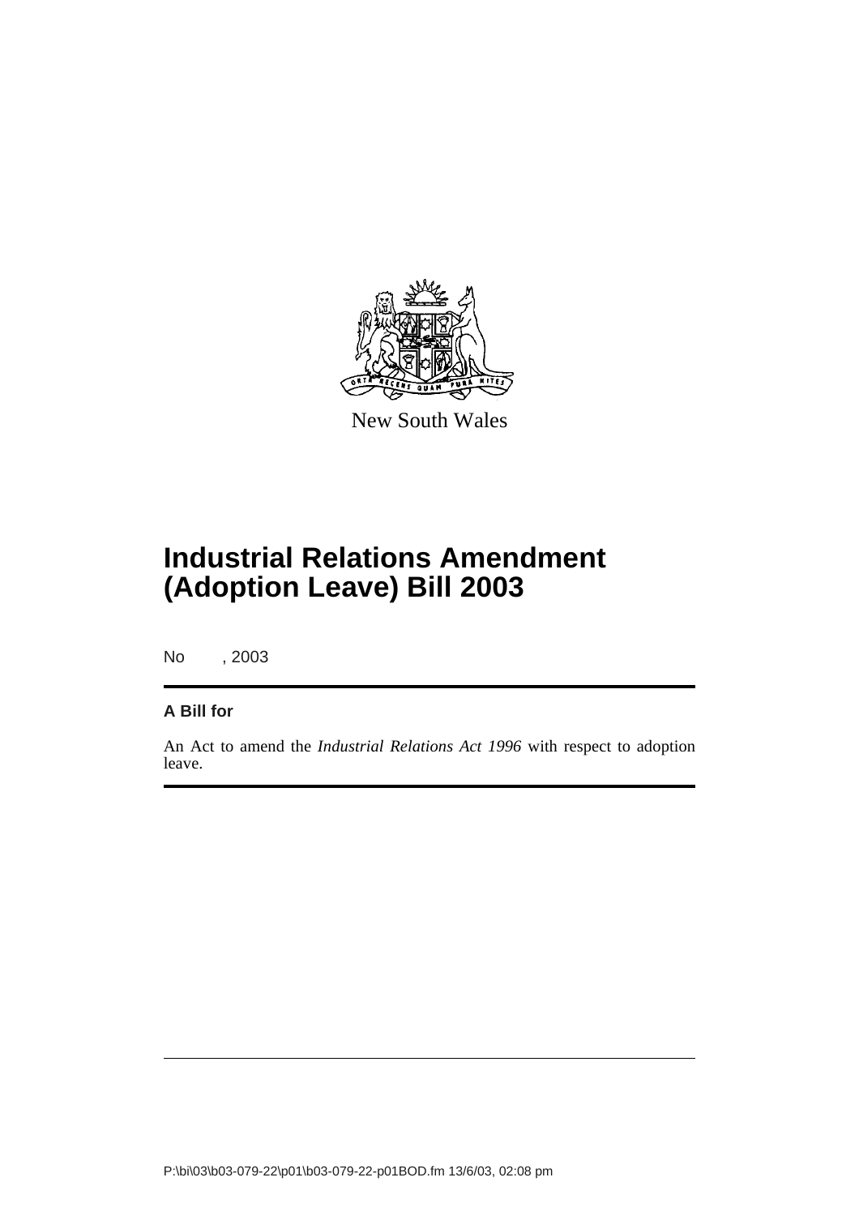New South Wales

# Industrial Relations Amendment (Adoption Leave) Bill 2003

No , 2003

**A Bill for**

An Act to amend the *Industrial Relations Act 1996* with respect to adoption leave.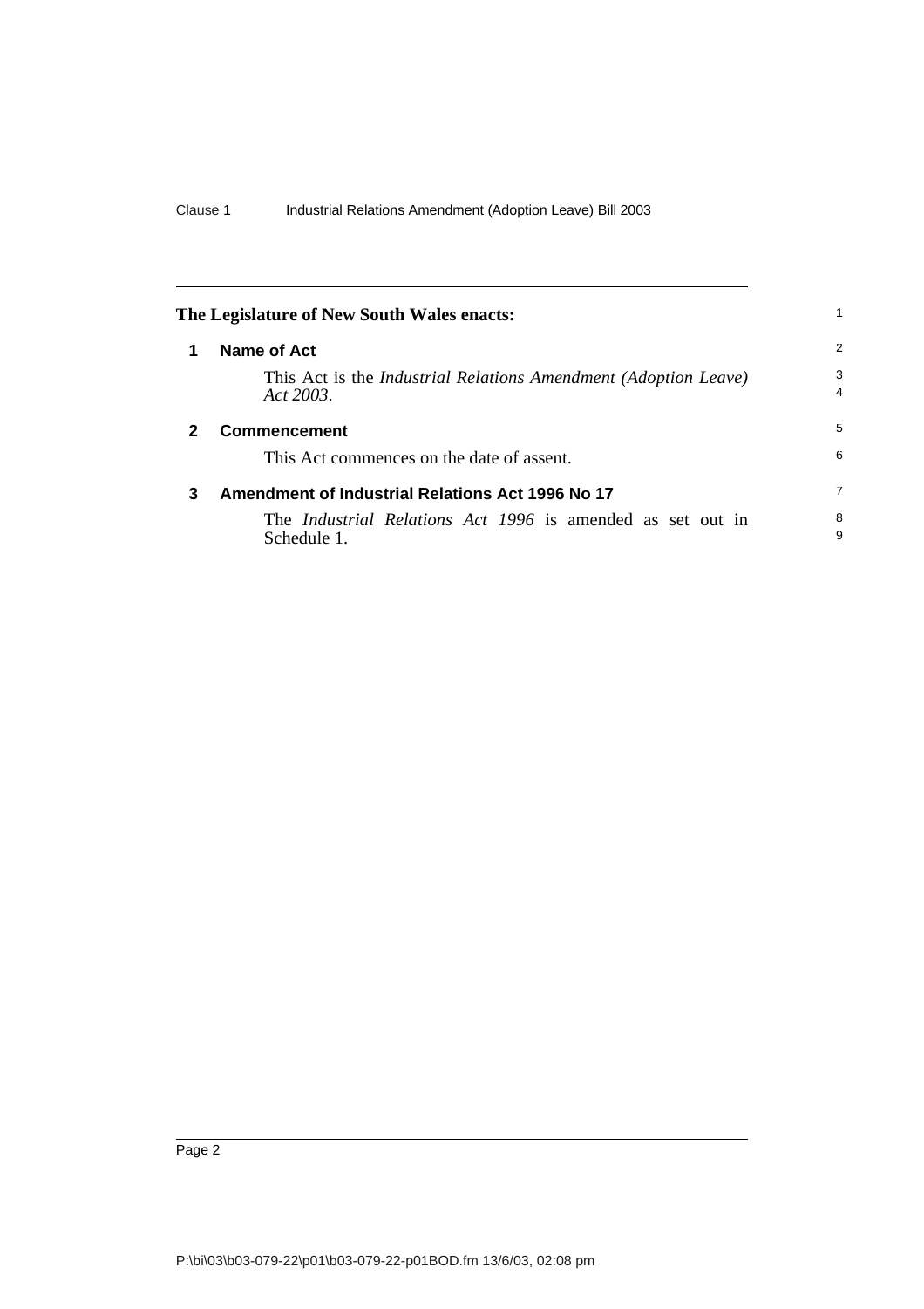**The Legislature of New South Wales enacts:**

### 1 Name of Act

This Act is the *Industrial Relations Amendment (Adoption Leave) Act 2003*.

### 2 Commencement

This Act commences on the date of assent.

### 3 Amendment of Industrial Relations Act 1996 No 17

The *Industrial Relations Act 1996* is amended as set out in Schedule 1.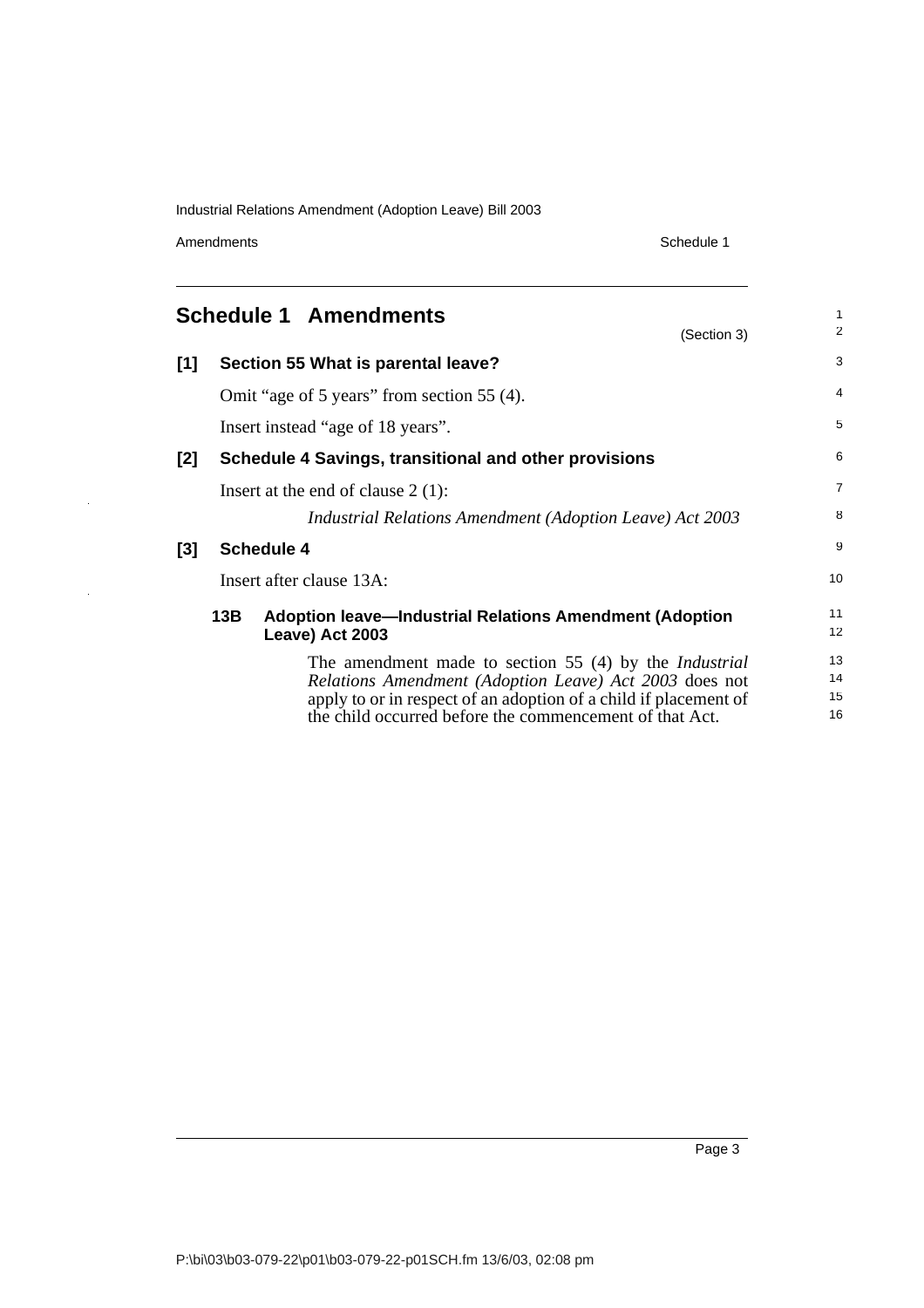## Schedule 1 Amendments

(Section 3)

**[1] Section 55 What is parental leave?**

Omit "age of 5 years" from section 55 (4).

Insert instead "age of 18 years".

**[2] Schedule 4 Savings, transitional and other provisions**

Insert at the end of clause 2 (1):

*Industrial Relations Amendment (Adoption Leave) Act 2003*

**[3] Schedule 4**

Insert after clause 13A:

**13B Adoption leave—Industrial Relations Amendment (Adoption Leave) Act 2003**

The amendment made to section 55 (4) by the *Industrial Relations Amendment (Adoption Leave) Act 2003* does not apply to or in respect of an adoption of a child if placement of the child occurred before the commencement of that Act.